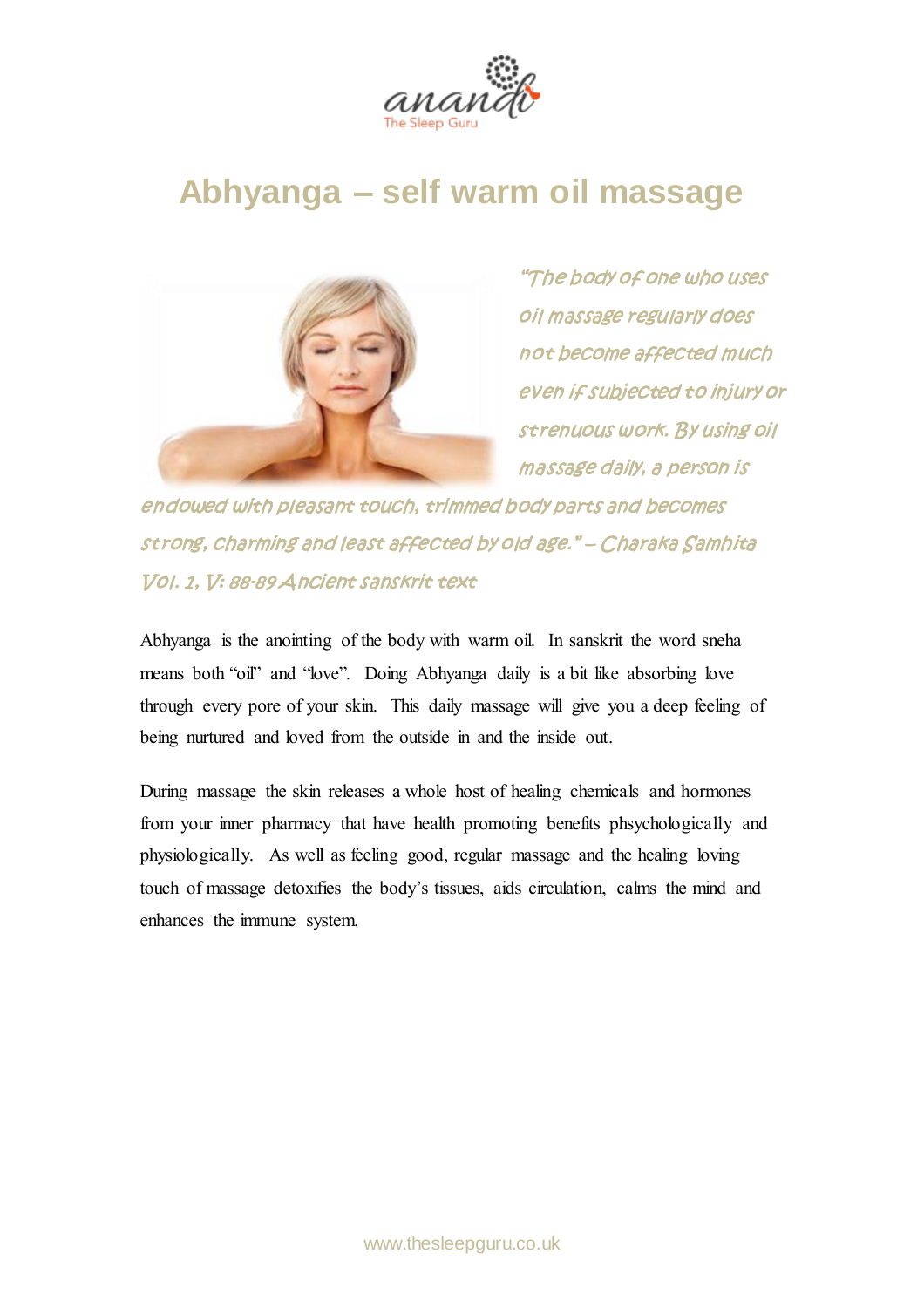# Abhyanga – self warm oil massage

*"The body of one who uses oil massage regularly does not become affected much even if subjected to injury or strenuous work. By using oil massage daily, a person is endowed with pleasant touch, trimmed body parts and becomes strong, charming and least affected by old age." – Charaka Samhita Vol. 1, V: 88-89 Ancient sanskrit text*

Abhyanga is the anointing of the body with warm oil. In sanskrit the word sneha means both "oil" and "love". Doing Abhyanga daily is a bit like absorbing love through every pore of your skin. This daily massage will give you a deep feeling of being nurtured and loved from the outside in and the inside out.

During massage the skin releases a whole host of healing chemicals and hormones from your inner pharmacy that have health promoting benefits phsychologically and physiologically. As well as feeling good, regular massage and the healing loving touch of massage detoxifies the body's tissues, aids circulation, calms the mind and enhances the immune system.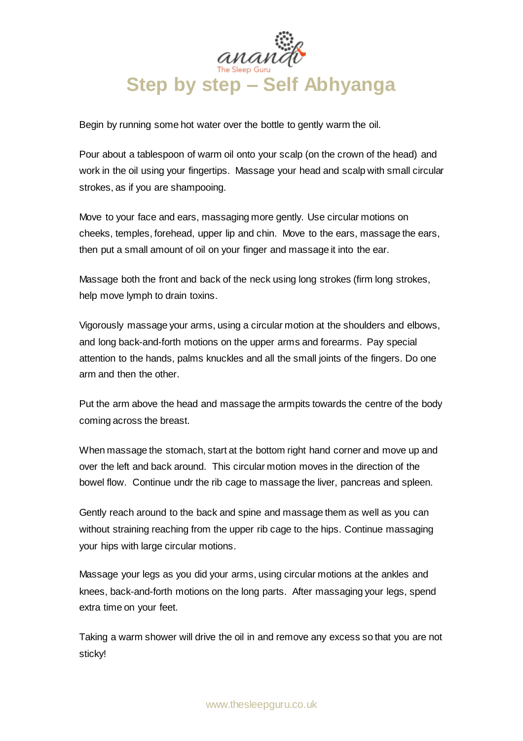anandi

The Sleep Guru

# Step by step – Self Abhyanga

Begin by running some hot water over the bottle to gently warm the oil.

Pour about a tablespoon of warm oil onto your scalp (on the crown of the head) and work in the oil using your fingertips. Massage your head and scalp with small circular strokes, as if you are shampooing.

Move to your face and ears, massaging more gently. Use circular motions on cheeks, temples, forehead, upper lip and chin. Move to the ears, massage the ears, then put a small amount of oil on your finger and massage it into the ear.

Massage both the front and back of the neck using long strokes (firm long strokes, help move lymph to drain toxins.

Vigorously massage your arms, using a circular motion at the shoulders and elbows, and long back-and-forth motions on the upper arms and forearms. Pay special attention to the hands, palms knuckles and all the small joints of the fingers. Do one arm and then the other.

Put the arm above the head and massage the armpits towards the centre of the body coming across the breast.

When massage the stomach, start at the bottom right hand corner and move up and over the left and back around. This circular motion moves in the direction of the bowel flow. Continue undr the rib cage to massage the liver, pancreas and spleen.

Gently reach around to the back and spine and massage them as well as you can without straining reaching from the upper rib cage to the hips. Continue massaging your hips with large circular motions.

Massage your legs as you did your arms, using circular motions at the ankles and knees, back-and-forth motions on the long parts. After massaging your legs, spend extra time on your feet.

Taking a warm shower will drive the oil in and remove any excess so that you are not sticky!

www.thesleepguru.co.uk